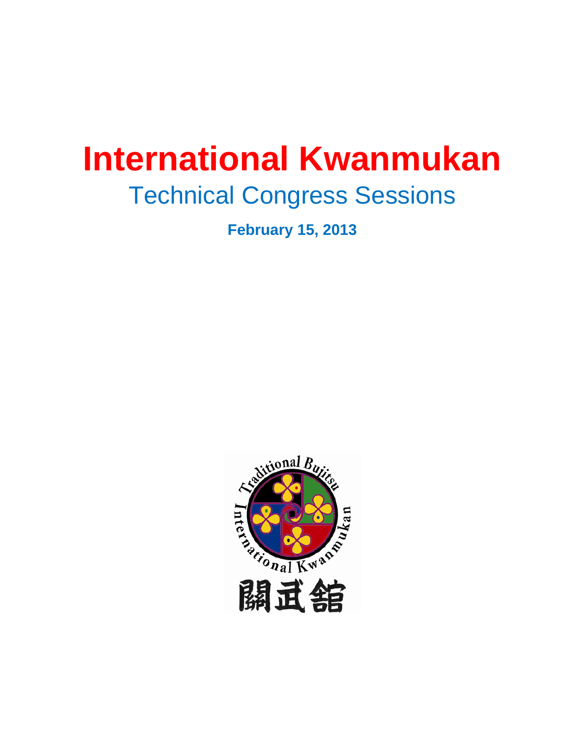# International Kwanmukan

## Technical Congress Sessions

**February 15, 2013**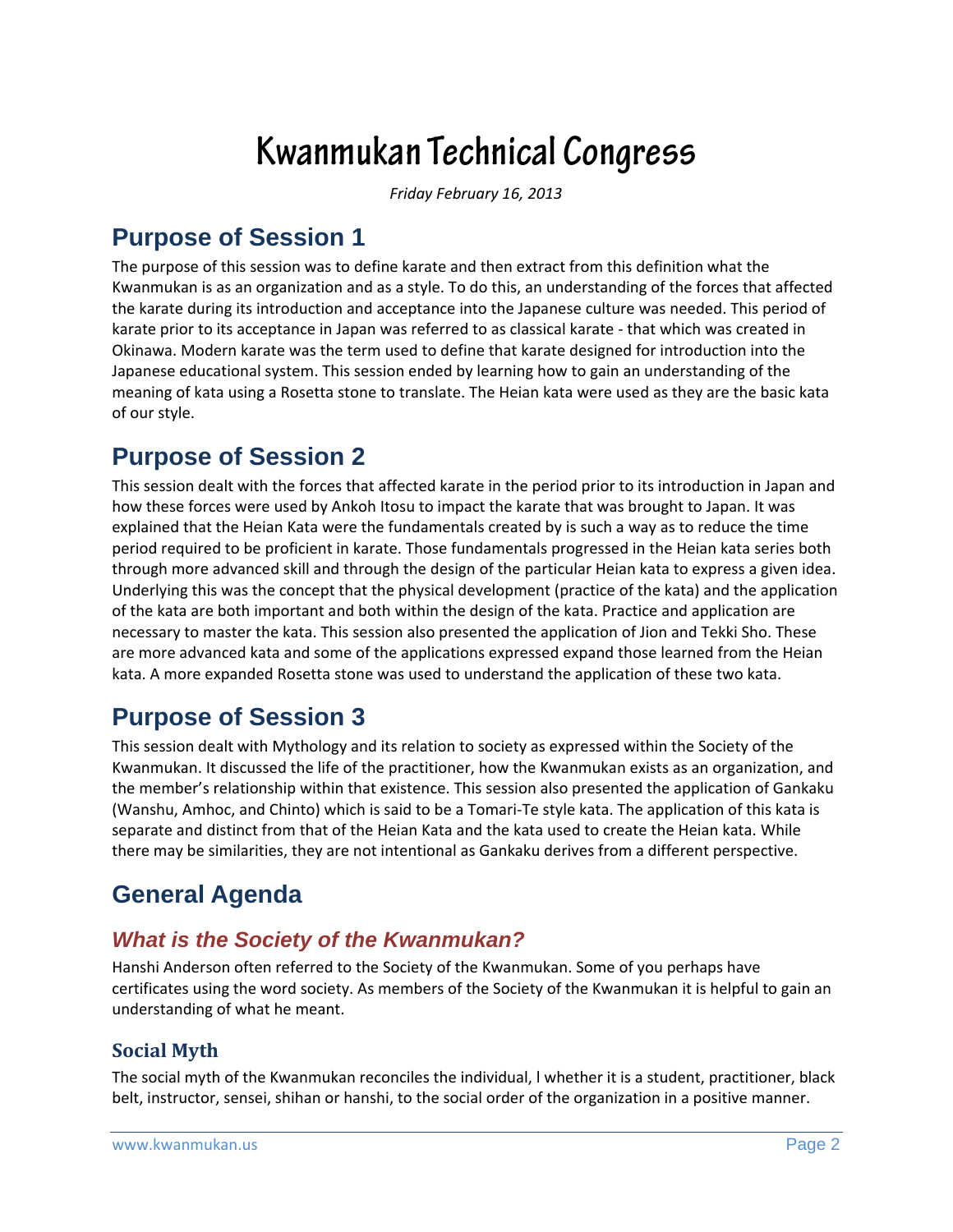# Kwanmukan Technical Congress

*Friday February 16, 2013*

## Purpose of Session 1

The purpose of this session was to define karate and then extract from this definition what the Kwanmukan is as an organization and as a style. To do this, an understanding of the forces that affected the karate during its introduction and acceptance into the Japanese culture was needed. This period of karate prior to its acceptance in Japan was referred to as classical karate - that which was created in Okinawa. Modern karate was the term used to define that karate designed for introduction into the Japanese educational system. This session ended by learning how to gain an understanding of the meaning of kata using a Rosetta stone to translate. The Heian kata were used as they are the basic kata of our style.

## Purpose of Session 2

This session dealt with the forces that affected karate in the period prior to its introduction in Japan and how these forces were used by Ankoh Itosu to impact the karate that was brought to Japan. It was explained that the Heian Kata were the fundamentals created by is such a way as to reduce the time period required to be proficient in karate. Those fundamentals progressed in the Heian kata series both through more advanced skill and through the design of the particular Heian kata to express a given idea. Underlying this was the concept that the physical development (practice of the kata) and the application of the kata are both important and both within the design of the kata. Practice and application are necessary to master the kata. This session also presented the application of Jion and Tekki Sho. These are more advanced kata and some of the applications expressed expand those learned from the Heian kata. A more expanded Rosetta stone was used to understand the application of these two kata.

## Purpose of Session 3

This session dealt with Mythology and its relation to society as expressed within the Society of the Kwanmukan. It discussed the life of the practitioner, how the Kwanmukan exists as an organization, and the member's relationship within that existence. This session also presented the application of Gankaku (Wanshu, Amhoc, and Chinto) which is said to be a Tomari-Te style kata. The application of this kata is separate and distinct from that of the Heian Kata and the kata used to create the Heian kata. While there may be similarities, they are not intentional as Gankaku derives from a different perspective.

## General Agenda

### *What is the Society of the Kwanmukan?*

Hanshi Anderson often referred to the Society of the Kwanmukan. Some of you perhaps have certificates using the word society. As members of the Society of the Kwanmukan it is helpful to gain an understanding of what he meant.

#### Social Myth

The social myth of the Kwanmukan reconciles the individual, l whether it is a student, practitioner, black belt, instructor, sensei, shihan or hanshi, to the social order of the organization in a positive manner.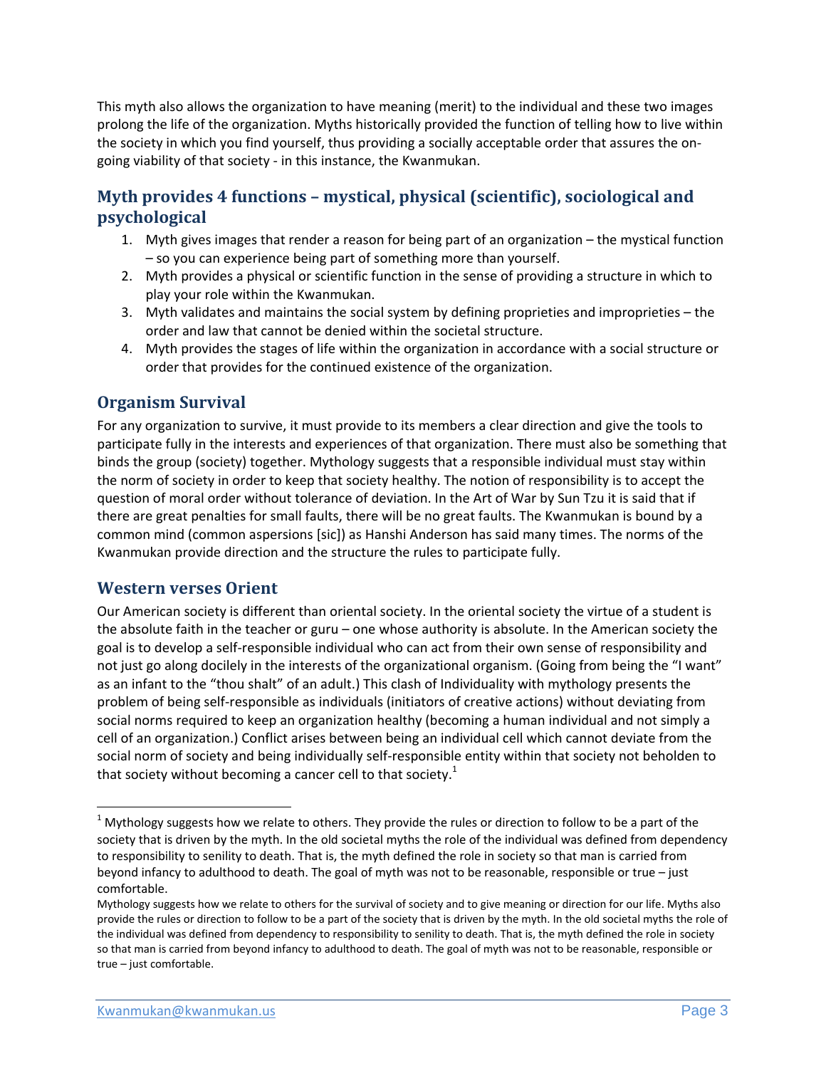This myth also allows the organization to have meaning (merit) to the individual and these two images prolong the life of the organization. Myths historically provided the function of telling how to live within the society in which you find yourself, thus providing a socially acceptable order that assures the on-going viability of that society - in this instance, the Kwanmukan.

## Myth provides 4 functions – mystical, physical (scientific), sociological and psychological

1. Myth gives images that render a reason for being part of an organization – the mystical function – so you can experience being part of something more than yourself.
2. Myth provides a physical or scientific function in the sense of providing a structure in which to play your role within the Kwanmukan.
3. Myth validates and maintains the social system by defining proprieties and improprieties – the order and law that cannot be denied within the societal structure.
4. Myth provides the stages of life within the organization in accordance with a social structure or order that provides for the continued existence of the organization.

## Organism Survival

For any organization to survive, it must provide to its members a clear direction and give the tools to participate fully in the interests and experiences of that organization. There must also be something that binds the group (society) together. Mythology suggests that a responsible individual must stay within the norm of society in order to keep that society healthy. The notion of responsibility is to accept the question of moral order without tolerance of deviation. In the Art of War by Sun Tzu it is said that if there are great penalties for small faults, there will be no great faults. The Kwanmukan is bound by a common mind (common aspersions [sic]) as Hanshi Anderson has said many times. The norms of the Kwanmukan provide direction and the structure the rules to participate fully.

## Western verses Orient

Our American society is different than oriental society. In the oriental society the virtue of a student is the absolute faith in the teacher or guru – one whose authority is absolute. In the American society the goal is to develop a self-responsible individual who can act from their own sense of responsibility and not just go along docilely in the interests of the organizational organism. (Going from being the "I want" as an infant to the "thou shalt" of an adult.) This clash of Individuality with mythology presents the problem of being self-responsible as individuals (initiators of creative actions) without deviating from social norms required to keep an organization healthy (becoming a human individual and not simply a cell of an organization.) Conflict arises between being an individual cell which cannot deviate from the social norm of society and being individually self-responsible entity within that society not beholden to that society without becoming a cancer cell to that society.[1]

---

[1] Mythology suggests how we relate to others. They provide the rules or direction to follow to be a part of the society that is driven by the myth. In the old societal myths the role of the individual was defined from dependency to responsibility to senility to death. That is, the myth defined the role in society so that man is carried from beyond infancy to adulthood to death. The goal of myth was not to be reasonable, responsible or true – just comfortable.

Mythology suggests how we relate to others for the survival of society and to give meaning or direction for our life. Myths also provide the rules or direction to follow to be a part of the society that is driven by the myth. In the old societal myths the role of the individual was defined from dependency to responsibility to senility to death. That is, the myth defined the role in society so that man is carried from beyond infancy to adulthood to death. The goal of myth was not to be reasonable, responsible or true – just comfortable.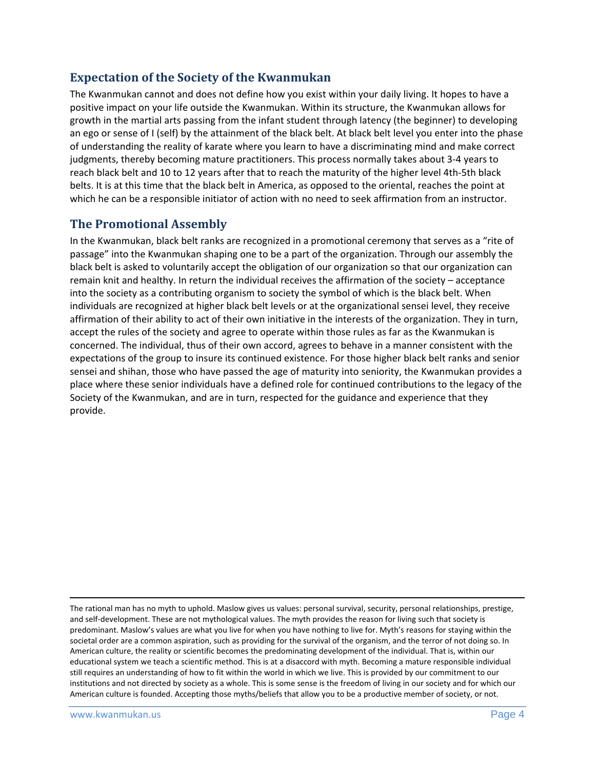## Expectation of the Society of the Kwanmukan

The Kwanmukan cannot and does not define how you exist within your daily living. It hopes to have a positive impact on your life outside the Kwanmukan. Within its structure, the Kwanmukan allows for growth in the martial arts passing from the infant student through latency (the beginner) to developing an ego or sense of I (self) by the attainment of the black belt. At black belt level you enter into the phase of understanding the reality of karate where you learn to have a discriminating mind and make correct judgments, thereby becoming mature practitioners. This process normally takes about 3-4 years to reach black belt and 10 to 12 years after that to reach the maturity of the higher level 4th-5th black belts. It is at this time that the black belt in America, as opposed to the oriental, reaches the point at which he can be a responsible initiator of action with no need to seek affirmation from an instructor.

## The Promotional Assembly

In the Kwanmukan, black belt ranks are recognized in a promotional ceremony that serves as a "rite of passage" into the Kwanmukan shaping one to be a part of the organization. Through our assembly the black belt is asked to voluntarily accept the obligation of our organization so that our organization can remain knit and healthy. In return the individual receives the affirmation of the society – acceptance into the society as a contributing organism to society the symbol of which is the black belt. When individuals are recognized at higher black belt levels or at the organizational sensei level, they receive affirmation of their ability to act of their own initiative in the interests of the organization. They in turn, accept the rules of the society and agree to operate within those rules as far as the Kwanmukan is concerned. The individual, thus of their own accord, agrees to behave in a manner consistent with the expectations of the group to insure its continued existence. For those higher black belt ranks and senior sensei and shihan, those who have passed the age of maturity into seniority, the Kwanmukan provides a place where these senior individuals have a defined role for continued contributions to the legacy of the Society of the Kwanmukan, and are in turn, respected for the guidance and experience that they provide.

---

The rational man has no myth to uphold. Maslow gives us values: personal survival, security, personal relationships, prestige, and self-development. These are not mythological values. The myth provides the reason for living such that society is predominant. Maslow's values are what you live for when you have nothing to live for. Myth's reasons for staying within the societal order are a common aspiration, such as providing for the survival of the organism, and the terror of not doing so. In American culture, the reality or scientific becomes the predominating development of the individual. That is, within our educational system we teach a scientific method. This is at a disaccord with myth. Becoming a mature responsible individual still requires an understanding of how to fit within the world in which we live. This is provided by our commitment to our institutions and not directed by society as a whole. This is some sense is the freedom of living in our society and for which our American culture is founded. Accepting those myths/beliefs that allow you to be a productive member of society, or not.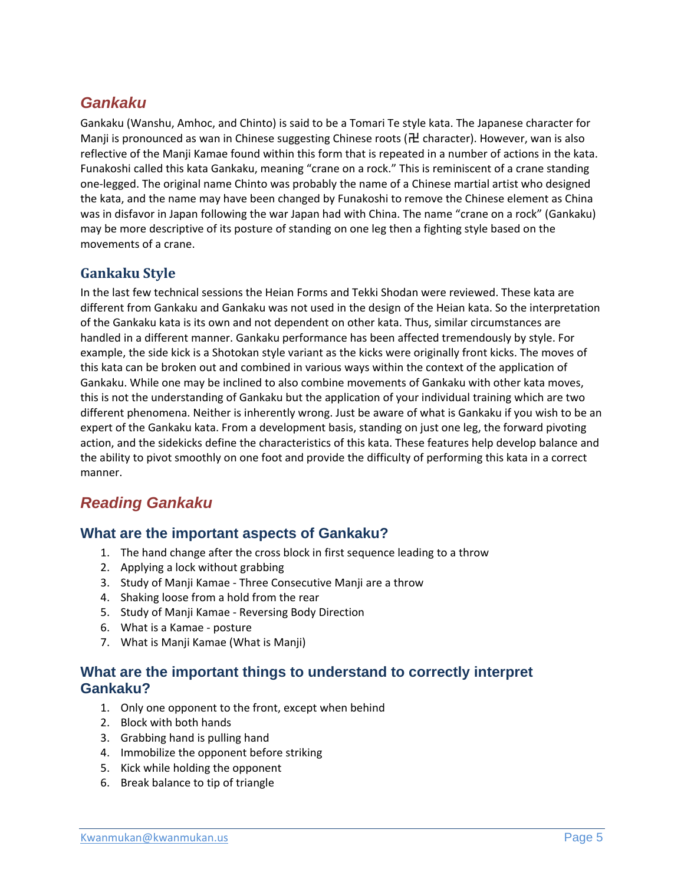## Gankaku

Gankaku (Wanshu, Amhoc, and Chinto) is said to be a Tomari Te style kata. The Japanese character for Manji is pronounced as wan in Chinese suggesting Chinese roots (卍 character). However, wan is also reflective of the Manji Kamae found within this form that is repeated in a number of actions in the kata. Funakoshi called this kata Gankaku, meaning "crane on a rock." This is reminiscent of a crane standing one-legged. The original name Chinto was probably the name of a Chinese martial artist who designed the kata, and the name may have been changed by Funakoshi to remove the Chinese element as China was in disfavor in Japan following the war Japan had with China. The name "crane on a rock" (Gankaku) may be more descriptive of its posture of standing on one leg then a fighting style based on the movements of a crane.

### Gankaku Style

In the last few technical sessions the Heian Forms and Tekki Shodan were reviewed. These kata are different from Gankaku and Gankaku was not used in the design of the Heian kata. So the interpretation of the Gankaku kata is its own and not dependent on other kata. Thus, similar circumstances are handled in a different manner. Gankaku performance has been affected tremendously by style. For example, the side kick is a Shotokan style variant as the kicks were originally front kicks. The moves of this kata can be broken out and combined in various ways within the context of the application of Gankaku. While one may be inclined to also combine movements of Gankaku with other kata moves, this is not the understanding of Gankaku but the application of your individual training which are two different phenomena. Neither is inherently wrong. Just be aware of what is Gankaku if you wish to be an expert of the Gankaku kata. From a development basis, standing on just one leg, the forward pivoting action, and the sidekicks define the characteristics of this kata. These features help develop balance and the ability to pivot smoothly on one foot and provide the difficulty of performing this kata in a correct manner.

## Reading Gankaku

### What are the important aspects of Gankaku?

1. The hand change after the cross block in first sequence leading to a throw
2. Applying a lock without grabbing
3. Study of Manji Kamae - Three Consecutive Manji are a throw
4. Shaking loose from a hold from the rear
5. Study of Manji Kamae - Reversing Body Direction
6. What is a Kamae - posture
7. What is Manji Kamae (What is Manji)

### What are the important things to understand to correctly interpret Gankaku?

1. Only one opponent to the front, except when behind
2. Block with both hands
3. Grabbing hand is pulling hand
4. Immobilize the opponent before striking
5. Kick while holding the opponent
6. Break balance to tip of triangle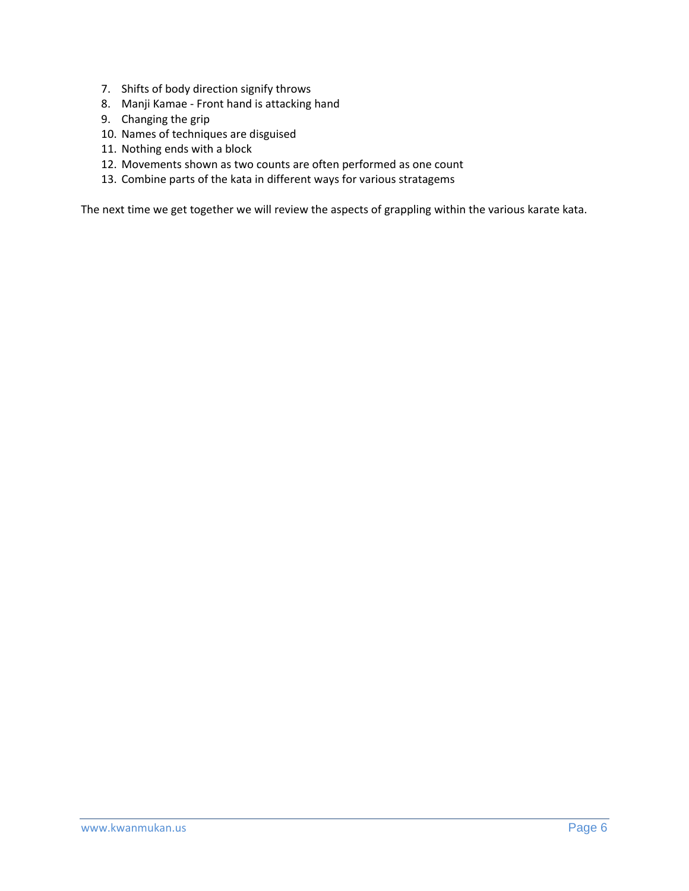7. Shifts of body direction signify throws
8. Manji Kamae - Front hand is attacking hand
9. Changing the grip
10. Names of techniques are disguised
11. Nothing ends with a block
12. Movements shown as two counts are often performed as one count
13. Combine parts of the kata in different ways for various stratagems

The next time we get together we will review the aspects of grappling within the various karate kata.